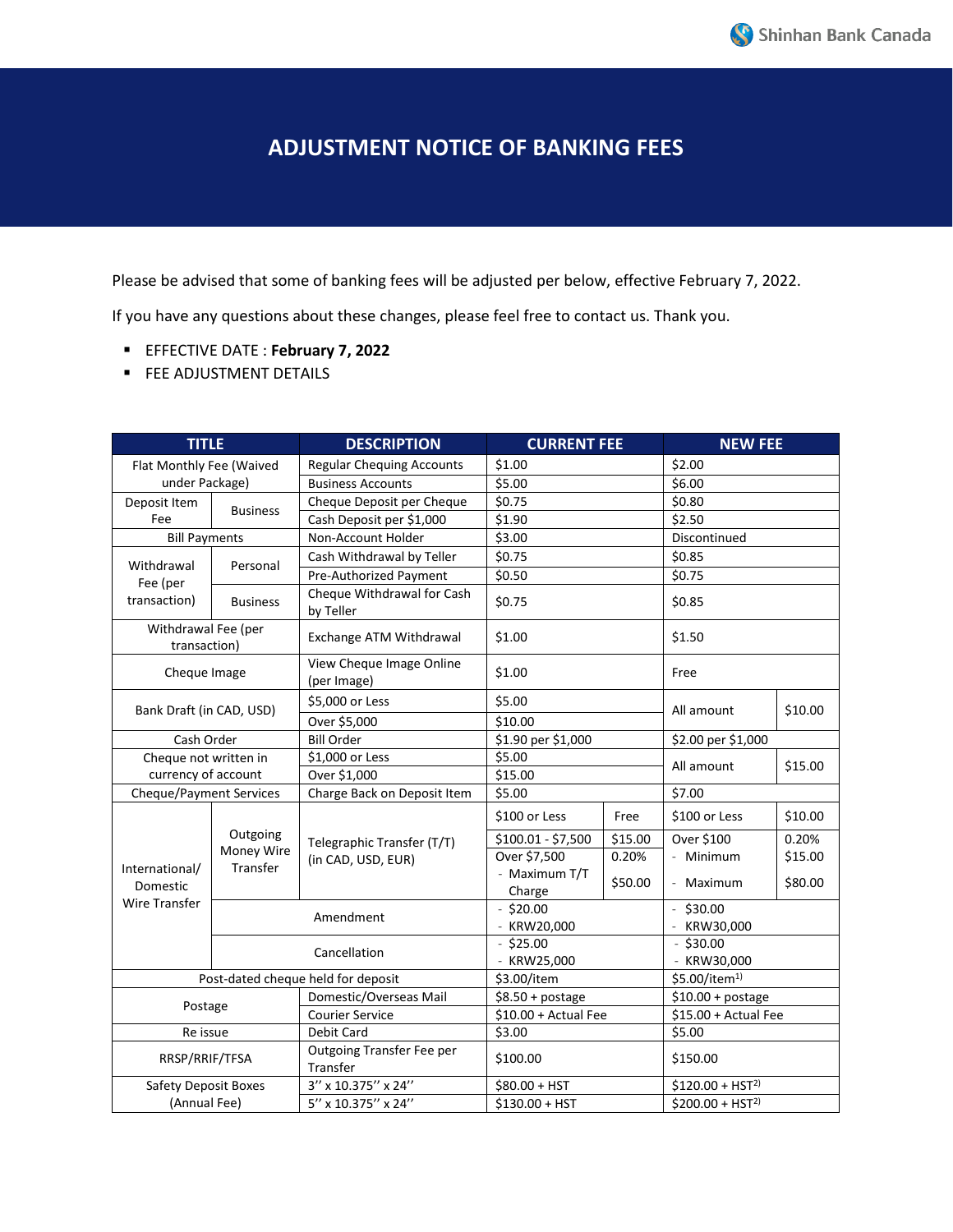# ADJUSTMENT NOTICE OF BANKING FEES

Please be advised that some of banking fees will be adjusted per below, effective February 7, 2022.

If you have any questions about these changes, please feel free to contact us. Thank you.

- EFFECTIVE DATE : **February 7, 2022**
- FEE ADJUSTMENT DETAILS

| TITLE | | DESCRIPTION | CURRENT FEE | | NEW FEE | |
|---|---|---|---|---|---|---|
| Flat Monthly Fee (Waived under Package) | | Regular Chequing Accounts | $1.00 | | $2.00 | |
| | | Business Accounts | $5.00 | | $6.00 | |
| Deposit Item Fee | Business | Cheque Deposit per Cheque | $0.75 | | $0.80 | |
| | | Cash Deposit per $1,000 | $1.90 | | $2.50 | |
| Bill Payments | | Non-Account Holder | $3.00 | | Discontinued | |
| Withdrawal Fee (per transaction) | Personal | Cash Withdrawal by Teller | $0.75 | | $0.85 | |
| | | Pre-Authorized Payment | $0.50 | | $0.75 | |
| | Business | Cheque Withdrawal for Cash by Teller | $0.75 | | $0.85 | |
| Withdrawal Fee (per transaction) | | Exchange ATM Withdrawal | $1.00 | | $1.50 | |
| Cheque Image | | View Cheque Image Online (per Image) | $1.00 | | Free | |
| Bank Draft (in CAD, USD) | | $5,000 or Less | $5.00 | | All amount | $10.00 |
| | | Over $5,000 | $10.00 | | | |
| Cash Order | | Bill Order | $1.90 per $1,000 | | $2.00 per $1,000 | |
| Cheque not written in currency of account | | $1,000 or Less | $5.00 | | All amount | $15.00 |
| | | Over $1,000 | $15.00 | | | |
| Cheque/Payment Services | | Charge Back on Deposit Item | $5.00 | | $7.00 | |
| International/ Domestic Wire Transfer | Outgoing Money Wire Transfer | Telegraphic Transfer (T/T) (in CAD, USD, EUR) | $100 or Less | Free | $100 or Less | $10.00 |
| | | | $100.01 - $7,500 | $15.00 | Over $100 | 0.20% |
| | | | Over $7,500 | 0.20% | - Minimum | $15.00 |
| | | | - Maximum T/T Charge | $50.00 | - Maximum | $80.00 |
| | Amendment | | - $20.00<br>- KRW20,000 | | - $30.00<br>- KRW30,000 | |
| | Cancellation | | - $25.00<br>- KRW25,000 | | - $30.00<br>- KRW30,000 | |
| Post-dated cheque held for deposit | | | $3.00/item | | $5.00/item[1)] | |
| Postage | | Domestic/Overseas Mail | $8.50 + postage | | $10.00 + postage | |
| | | Courier Service | $10.00 + Actual Fee | | $15.00 + Actual Fee | |
| Re issue | | Debit Card | $3.00 | | $5.00 | |
| RRSP/RRIF/TFSA | | Outgoing Transfer Fee per Transfer | $100.00 | | $150.00 | |
| Safety Deposit Boxes (Annual Fee) | | 3" x 10.375" x 24" | $80.00 + HST | | $120.00 + HST[2)] | |
| | | 5" x 10.375" x 24" | $130.00 + HST | | $200.00 + HST[2)] | |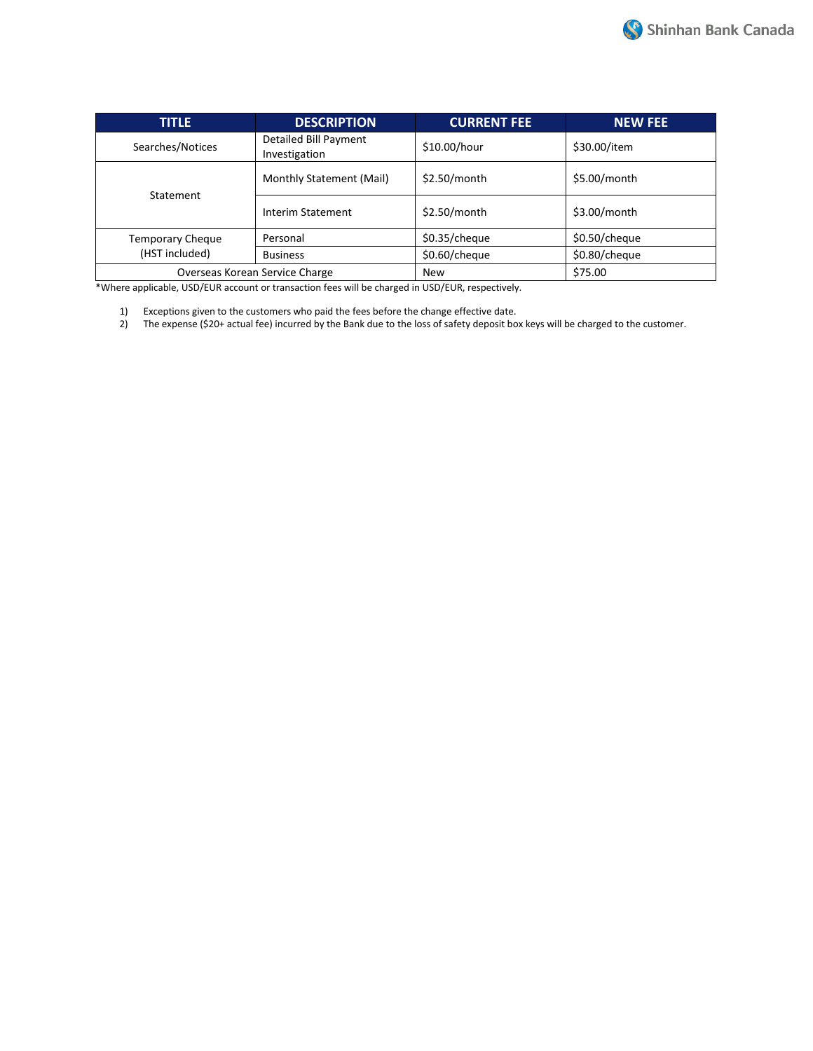| TITLE | DESCRIPTION | CURRENT FEE | NEW FEE |
|---|---|---|---|
| Searches/Notices | Detailed Bill Payment Investigation | $10.00/hour | $30.00/item |
| Statement | Monthly Statement (Mail) | $2.50/month | $5.00/month |
| | Interim Statement | $2.50/month | $3.00/month |
| Temporary Cheque (HST included) | Personal | $0.35/cheque | $0.50/cheque |
| | Business | $0.60/cheque | $0.80/cheque |
| Overseas Korean Service Charge | | New | $75.00 |

*Where applicable, USD/EUR account or transaction fees will be charged in USD/EUR, respectively.

1) Exceptions given to the customers who paid the fees before the change effective date.
2) The expense ($20+ actual fee) incurred by the Bank due to the loss of safety deposit box keys will be charged to the customer.